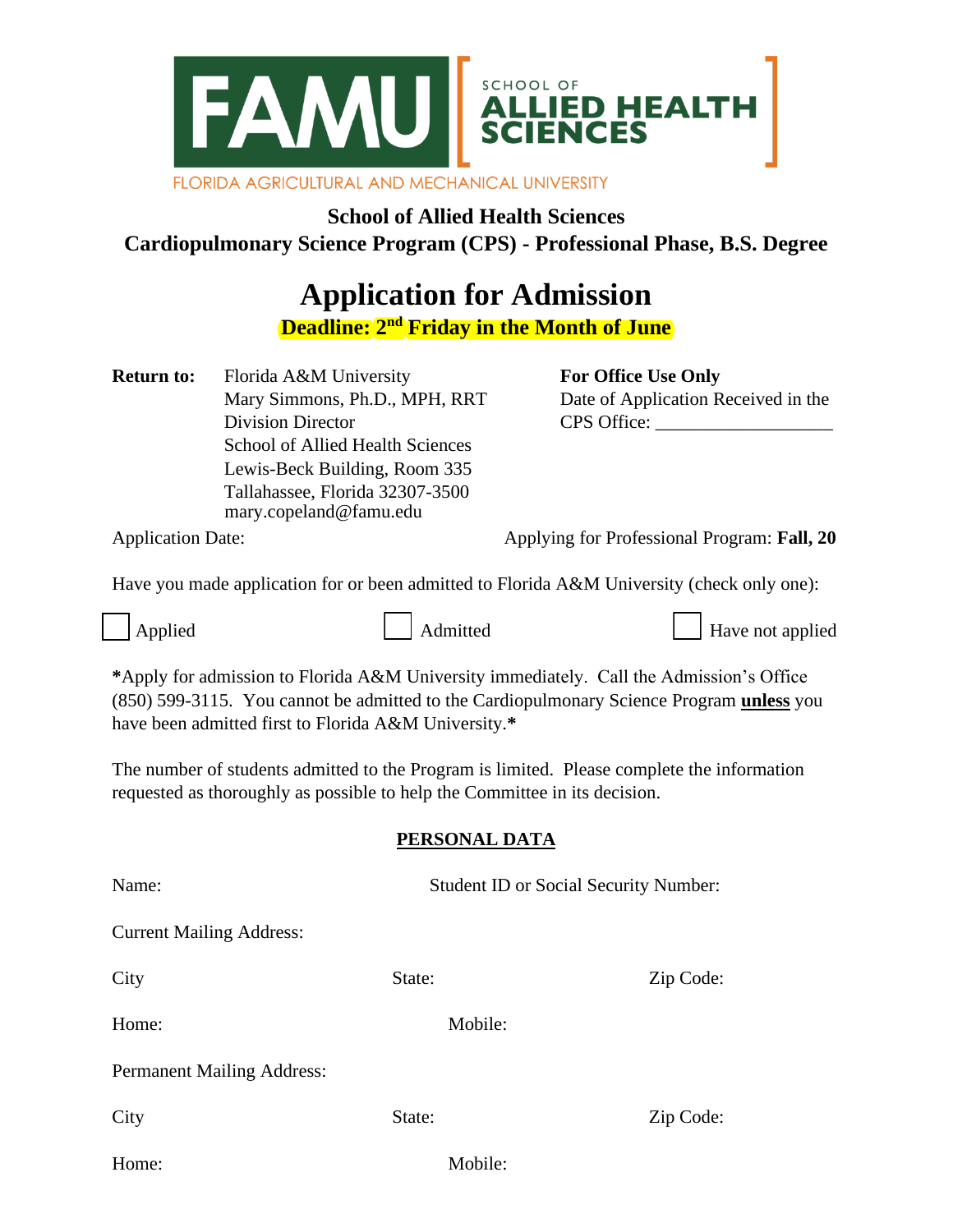FAMU SCHOOL OF ALLIED HEALTH SCIENCES

FLORIDA AGRICULTURAL AND MECHANICAL UNIVERSITY

**School of Allied Health Sciences**

**Cardiopulmonary Science Program (CPS) - Professional Phase, B.S. Degree**

# Application for Admission

**Deadline: 2nd Friday in the Month of June**

**Return to:** Florida A&M University
Mary Simmons, Ph.D., MPH, RRT
Division Director
School of Allied Health Sciences
Lewis-Beck Building, Room 335
Tallahassee, Florida 32307-3500
mary.copeland@famu.edu

**For Office Use Only**
Date of Application Received in the CPS Office: ___________________

Application Date:

Applying for Professional Program: **Fall, 20**

Have you made application for or been admitted to Florida A&M University (check only one):

☐ Applied ☐ Admitted ☐ Have not applied

**\***Apply for admission to Florida A&M University immediately. Call the Admission's Office (850) 599-3115. You cannot be admitted to the Cardiopulmonary Science Program **unless** you have been admitted first to Florida A&M University.**\***

The number of students admitted to the Program is limited. Please complete the information requested as thoroughly as possible to help the Committee in its decision.

## PERSONAL DATA

Name: Student ID or Social Security Number:

Current Mailing Address:

City State: Zip Code:

Home: Mobile:

Permanent Mailing Address:

City State: Zip Code:

Home: Mobile: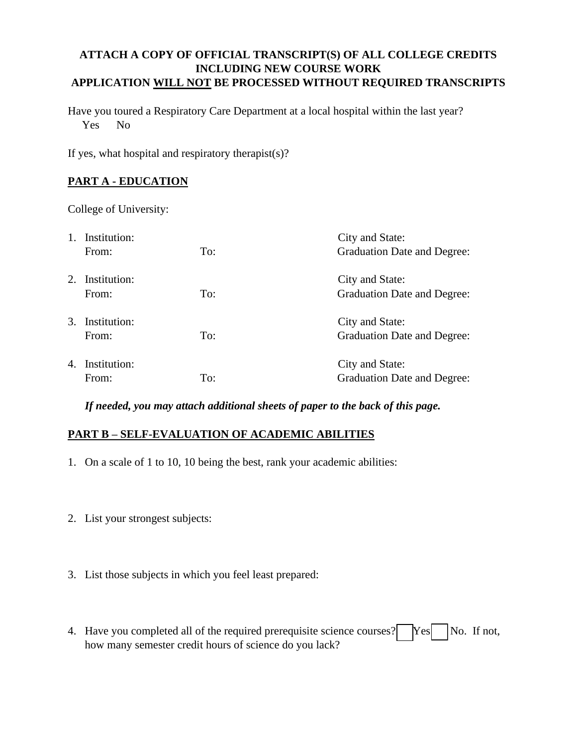**ATTACH A COPY OF OFFICIAL TRANSCRIPT(S) OF ALL COLLEGE CREDITS INCLUDING NEW COURSE WORK**
**APPLICATION <u>WILL NOT</u> BE PROCESSED WITHOUT REQUIRED TRANSCRIPTS**

Have you toured a Respiratory Care Department at a local hospital within the last year?
Yes No

If yes, what hospital and respiratory therapist(s)?

## PART A - EDUCATION

College of University:

1. Institution: City and State:
   From: To: Graduation Date and Degree:

2. Institution: City and State:
   From: To: Graduation Date and Degree:

3. Institution: City and State:
   From: To: Graduation Date and Degree:

4. Institution: City and State:
   From: To: Graduation Date and Degree:

***If needed, you may attach additional sheets of paper to the back of this page.***

## PART B – SELF-EVALUATION OF ACADEMIC ABILITIES

1. On a scale of 1 to 10, 10 being the best, rank your academic abilities:

2. List your strongest subjects:

3. List those subjects in which you feel least prepared:

4. Have you completed all of the required prerequisite science courses? ☐ Yes ☐ No. If not, how many semester credit hours of science do you lack?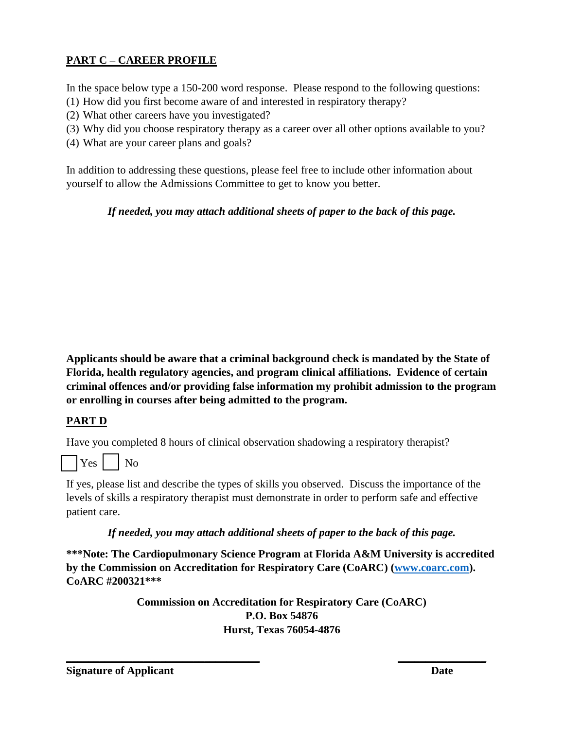**PART C – CAREER PROFILE**

In the space below type a 150-200 word response. Please respond to the following questions:

(1) How did you first become aware of and interested in respiratory therapy?
(2) What other careers have you investigated?
(3) Why did you choose respiratory therapy as a career over all other options available to you?
(4) What are your career plans and goals?

In addition to addressing these questions, please feel free to include other information about yourself to allow the Admissions Committee to get to know you better.

*If needed, you may attach additional sheets of paper to the back of this page.*

**Applicants should be aware that a criminal background check is mandated by the State of Florida, health regulatory agencies, and program clinical affiliations. Evidence of certain criminal offences and/or providing false information my prohibit admission to the program or enrolling in courses after being admitted to the program.**

**PART D**

Have you completed 8 hours of clinical observation shadowing a respiratory therapist?

☐ Yes ☐ No

If yes, please list and describe the types of skills you observed. Discuss the importance of the levels of skills a respiratory therapist must demonstrate in order to perform safe and effective patient care.

*If needed, you may attach additional sheets of paper to the back of this page.*

**\*\*\*Note: The Cardiopulmonary Science Program at Florida A&M University is accredited by the Commission on Accreditation for Respiratory Care (CoARC) ([www.coarc.com](http://www.coarc.com)). CoARC #200321\*\*\***

**Commission on Accreditation for Respiratory Care (CoARC)**
**P.O. Box 54876**
**Hurst, Texas 76054-4876**

______________________________ ______________

**Signature of Applicant** **Date**